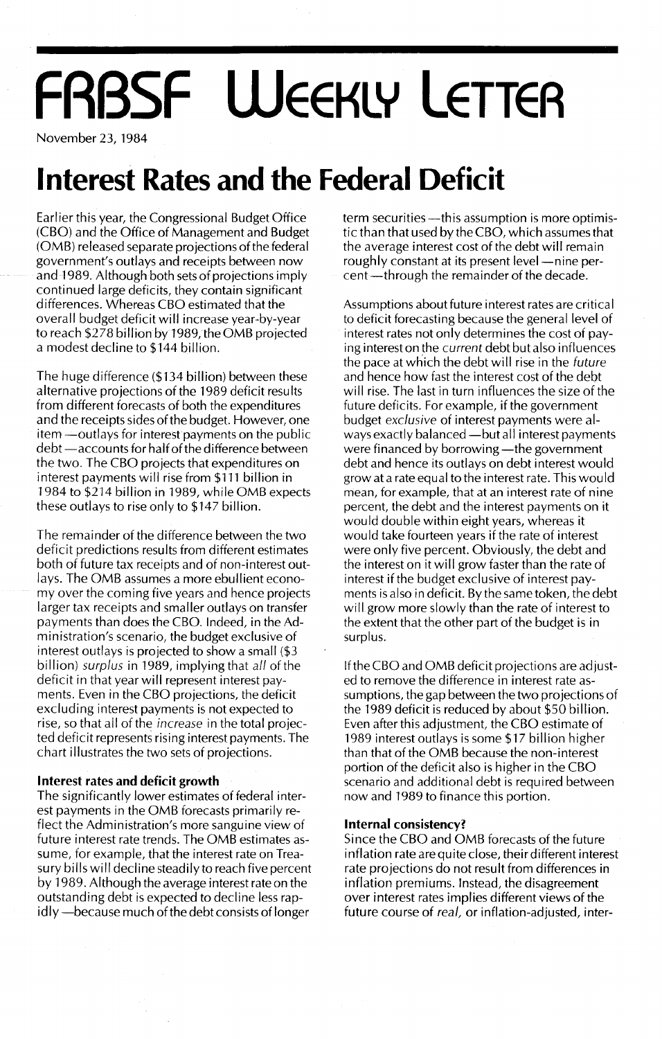# FRBSF Weekly Letter

November 23, 1984

# Interest Rates and the Federal Deficit

Earlier this year, the Congressional Budget Office (CBO) and the Office of Management and Budget (OMB) released separate projections of the federal government's outlays and receipts between now and 1989. Although both sets of projections imply continued large deficits, they contain significant differences. Whereas CBO estimated that the overall budget deficit will increase year-by-year to reach $278 billion by 1989, the OMB projected a modest decline to $144 billion.

The huge difference ($134 billion) between these alternative projections of the 1989 deficit results from different forecasts of both the expenditures and the receipts sides of the budget. However, one item —outlays for interest payments on the public debt— accounts for half of the difference between the two. The CBO projects that expenditures on interest payments will rise from $111 billion in 1984 to $214 billion in 1989, while OMB expects these outlays to rise only to $147 billion.

The remainder of the difference between the two deficit predictions results from different estimates both of future tax receipts and of non-interest outlays. The OMB assumes a more ebullient economy over the coming five years and hence projects larger tax receipts and smaller outlays on transfer payments than does the CBO. Indeed, in the Administration's scenario, the budget exclusive of interest outlays is projected to show a small ($3 billion) *surplus* in 1989, implying that *all* of the deficit in that year will represent interest payments. Even in the CBO projections, the deficit excluding interest payments is not expected to rise, so that all of the *increase* in the total projected deficit represents rising interest payments. The chart illustrates the two sets of projections.

### Interest rates and deficit growth

The significantly lower estimates of federal interest payments in the OMB forecasts primarily reflect the Administration's more sanguine view of future interest rate trends. The OMB estimates assume, for example, that the interest rate on Treasury bills will decline steadily to reach five percent by 1989. Although the average interest rate on the outstanding debt is expected to decline less rapidly —because much of the debt consists of longer term securities —this assumption is more optimistic than that used by the CBO, which assumes that the average interest cost of the debt will remain roughly constant at its present level —nine percent —through the remainder of the decade.

Assumptions about future interest rates are critical to deficit forecasting because the general level of interest rates not only determines the cost of paying interest on the *current* debt but also influences the pace at which the debt will rise in the *future* and hence how fast the interest cost of the debt will rise. The last in turn influences the size of the future deficits. For example, if the government budget *exclusive* of interest payments were always exactly balanced —but all interest payments were financed by borrowing —the government debt and hence its outlays on debt interest would grow at a rate equal to the interest rate. This would mean, for example, that at an interest rate of nine percent, the debt and the interest payments on it would double within eight years, whereas it would take fourteen years if the rate of interest were only five percent. Obviously, the debt and the interest on it will grow faster than the rate of interest if the budget exclusive of interest payments is also in deficit. By the same token, the debt will grow more slowly than the rate of interest to the extent that the other part of the budget is in surplus.

If the CBO and OMB deficit projections are adjusted to remove the difference in interest rate assumptions, the gap between the two projections of the 1989 deficit is reduced by about $50 billion. Even after this adjustment, the CBO estimate of 1989 interest outlays is some $17 billion higher than that of the OMB because the non-interest portion of the deficit also is higher in the CBO scenario and additional debt is required between now and 1989 to finance this portion.

### Internal consistency?

Since the CBO and OMB forecasts of the future inflation rate are quite close, their different interest rate projections do not result from differences in inflation premiums. Instead, the disagreement over interest rates implies different views of the future course of *real*, or inflation-adjusted, inter-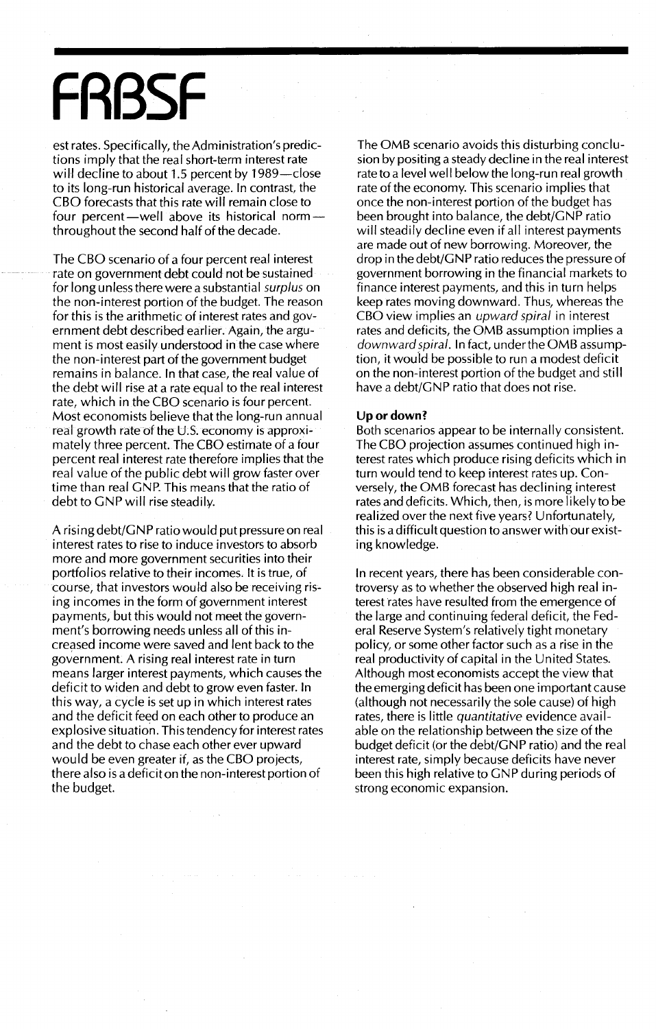est rates. Specifically, the Administration's predictions imply that the real short-term interest rate will decline to about 1.5 percent by 1989—close to its long-run historical average. In contrast, the CBO forecasts that this rate will remain close to four percent—well above its historical norm—throughout the second half of the decade.

The CBO scenario of a four percent real interest rate on government debt could not be sustained for long unless there were a substantial *surplus* on the non-interest portion of the budget. The reason for this is the arithmetic of interest rates and government debt described earlier. Again, the argument is most easily understood in the case where the non-interest part of the government budget remains in balance. In that case, the real value of the debt will rise at a rate equal to the real interest rate, which in the CBO scenario is four percent. Most economists believe that the long-run annual real growth rate of the U.S. economy is approximately three percent. The CBO estimate of a four percent real interest rate therefore implies that the real value of the public debt will grow faster over time than real GNP. This means that the ratio of debt to GNP will rise steadily.

A rising debt/GNP ratio would put pressure on real interest rates to rise to induce investors to absorb more and more government securities into their portfolios relative to their incomes. It is true, of course, that investors would also be receiving rising incomes in the form of government interest payments, but this would not meet the government's borrowing needs unless all of this increased income were saved and lent back to the government. A rising real interest rate in turn means larger interest payments, which causes the deficit to widen and debt to grow even faster. In this way, a cycle is set up in which interest rates and the deficit feed on each other to produce an explosive situation. This tendency for interest rates and the debt to chase each other ever upward would be even greater if, as the CBO projects, there also is a deficit on the non-interest portion of the budget.

The OMB scenario avoids this disturbing conclusion by positing a steady decline in the real interest rate to a level well below the long-run real growth rate of the economy. This scenario implies that once the non-interest portion of the budget has been brought into balance, the debt/GNP ratio will steadily decline even if all interest payments are made out of new borrowing. Moreover, the drop in the debt/GNP ratio reduces the pressure of government borrowing in the financial markets to finance interest payments, and this in turn helps keep rates moving downward. Thus, whereas the CBO view implies an *upward spiral* in interest rates and deficits, the OMB assumption implies a *downward spiral*. In fact, under the OMB assumption, it would be possible to run a modest deficit on the non-interest portion of the budget and still have a debt/GNP ratio that does not rise.

**Up or down?**

Both scenarios appear to be internally consistent. The CBO projection assumes continued high interest rates which produce rising deficits which in turn would tend to keep interest rates up. Conversely, the OMB forecast has declining interest rates and deficits. Which, then, is more likely to be realized over the next five years? Unfortunately, this is a difficult question to answer with our existing knowledge.

In recent years, there has been considerable controversy as to whether the observed high real interest rates have resulted from the emergence of the large and continuing federal deficit, the Federal Reserve System's relatively tight monetary policy, or some other factor such as a rise in the real productivity of capital in the United States. Although most economists accept the view that the emerging deficit has been one important cause (although not necessarily the sole cause) of high rates, there is little *quantitative* evidence available on the relationship between the size of the budget deficit (or the debt/GNP ratio) and the real interest rate, simply because deficits have never been this high relative to GNP during periods of strong economic expansion.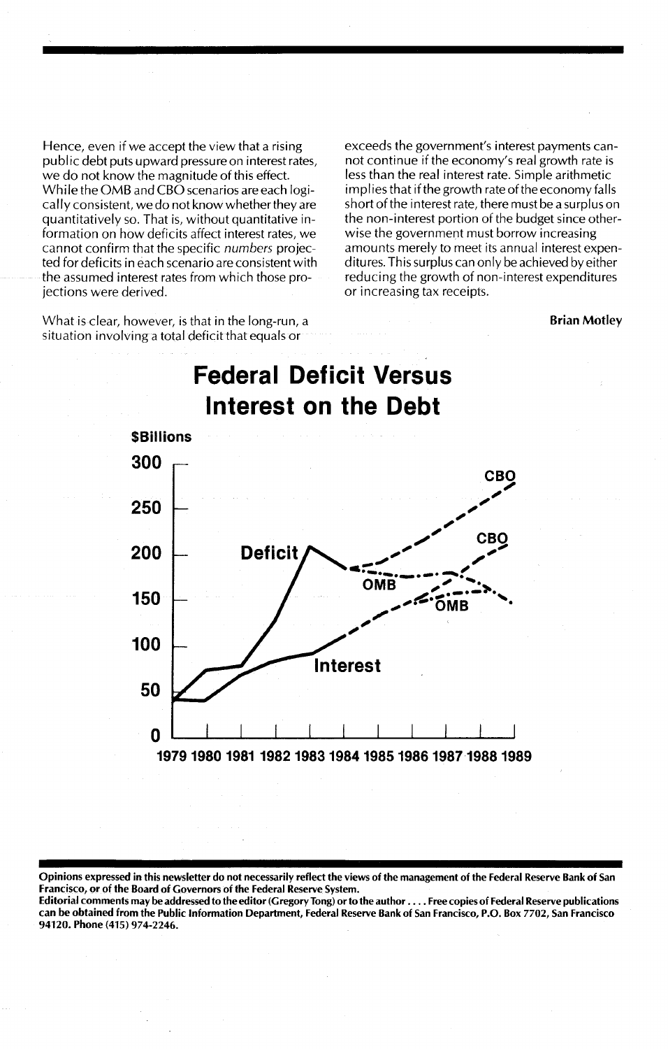Hence, even if we accept the view that a rising public debt puts upward pressure on interest rates, we do not know the magnitude of this effect. While the OMB and CBO scenarios are each logically consistent, we do not know whether they are quantitatively so. That is, without quantitative information on how deficits affect interest rates, we cannot confirm that the specific *numbers* projected for deficits in each scenario are consistent with the assumed interest rates from which those projections were derived.

What is clear, however, is that in the long-run, a situation involving a total deficit that equals or exceeds the government's interest payments cannot continue if the economy's real growth rate is less than the real interest rate. Simple arithmetic implies that if the growth rate of the economy falls short of the interest rate, there must be a surplus on the non-interest portion of the budget since otherwise the government must borrow increasing amounts merely to meet its annual interest expenditures. This surplus can only be achieved by either reducing the growth of non-interest expenditures or increasing tax receipts.

**Brian Motley**

## Federal Deficit Versus Interest on the Debt

$Billions

(Chart: Deficit and Interest, 1979–1989, with CBO and OMB projections)

---

**Opinions expressed in this newsletter do not necessarily reflect the views of the management of the Federal Reserve Bank of San Francisco, or of the Board of Governors of the Federal Reserve System.**

**Editorial comments may be addressed to the editor (Gregory Tong) or to the author . . . . Free copies of Federal Reserve publications can be obtained from the Public Information Department, Federal Reserve Bank of San Francisco, P.O. Box 7702, San Francisco 94120. Phone (415) 974-2246.**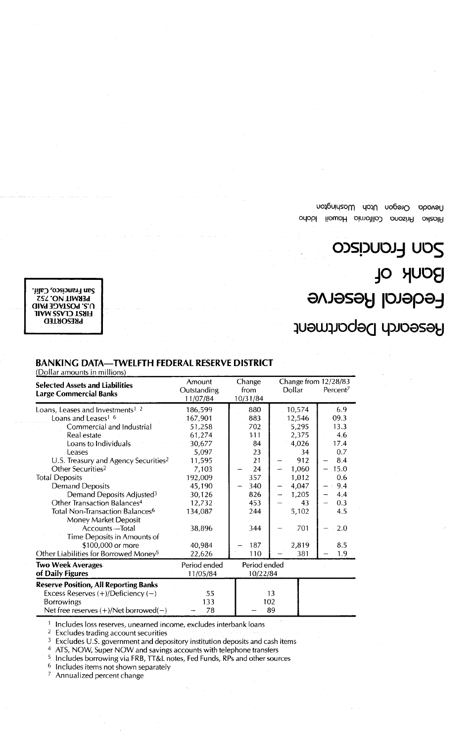Research Department

Federal Reserve

Bank of

San Francisco

Alaska Arizona California Hawaii Idaho

Nevada Oregon Utah Washington

PRESORTED
FIRST CLASS MAIL
U.S. POSTAGE PAID
PERMIT NO. 752
San Francisco, Calif.

## BANKING DATA—TWELFTH FEDERAL RESERVE DISTRICT

(Dollar amounts in millions)

| Selected Assets and Liabilities Large Commercial Banks | Amount Outstanding 11/07/84 | Change from 10/31/84 | Change from 12/28/83 Dollar | Percent[7] |
|---|---|---|---|---|
| Loans, Leases and Investments[1 2] | 186,599 | 880 | 10,574 | 6.9 |
| Loans and Leases[1 6] | 167,901 | 883 | 12,546 | 09.3 |
| Commercial and Industrial | 51,258 | 702 | 5,295 | 13.3 |
| Real estate | 61,274 | 111 | 2,375 | 4.6 |
| Loans to Individuals | 30,677 | 84 | 4,026 | 17.4 |
| Leases | 5,097 | 23 | 34 | 0.7 |
| U.S. Treasury and Agency Securities[2] | 11,595 | 21 | – 912 | – 8.4 |
| Other Securities[2] | 7,103 | – 24 | – 1,060 | – 15.0 |
| Total Deposits | 192,009 | 357 | 1,012 | 0.6 |
| Demand Deposits | 45,190 | – 340 | – 4,047 | – 9.4 |
| Demand Deposits Adjusted[3] | 30,126 | 826 | – 1,205 | – 4.4 |
| Other Transaction Balances[4] | 12,732 | 453 | – 43 | – 0.3 |
| Total Non-Transaction Balances[6] | 134,087 | 244 | 5,102 | 4.5 |
| Money Market Deposit Accounts—Total | 38,896 | 344 | – 701 | – 2.0 |
| Time Deposits in Amounts of $100,000 or more | 40,984 | – 187 | 2,819 | 8.5 |
| Other Liabilities for Borrowed Money[5] | 22,626 | 110 | – 381 | – 1.9 |

| Two Week Averages of Daily Figures | Period ended 11/05/84 | Period ended 10/22/84 |
|---|---|---|
| **Reserve Position, All Reporting Banks** | | |
| Excess Reserves (+)/Deficiency (–) | 55 | 13 |
| Borrowings | 133 | 102 |
| Net free reserves (+)/Net borrowed(–) | – 78 | – 89 |

[1] Includes loss reserves, unearned income, excludes interbank loans
[2] Excludes trading account securities
[3] Excludes U.S. government and depository institution deposits and cash items
[4] ATS, NOW, Super NOW and savings accounts with telephone transfers
[5] Includes borrowing via FRB, TT&L notes, Fed Funds, RPs and other sources
[6] Includes items not shown separately
[7] Annualized percent change